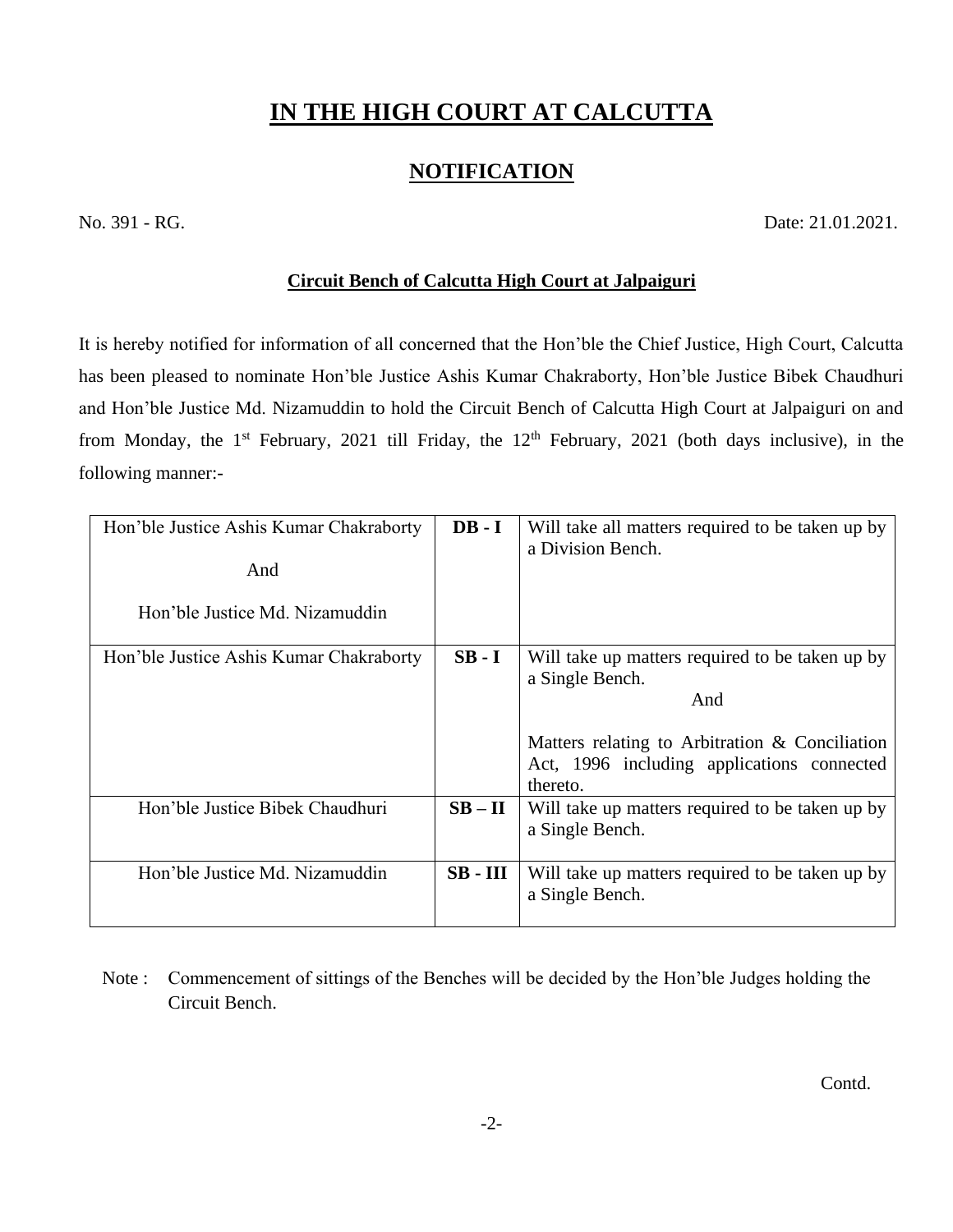# IN THE HIGH COURT AT CALCUTTA

## NOTIFICATION

No. 391 - RG. Date: 21.01.2021.

**Circuit Bench of Calcutta High Court at Jalpaiguri**

It is hereby notified for information of all concerned that the Hon'ble the Chief Justice, High Court, Calcutta has been pleased to nominate Hon'ble Justice Ashis Kumar Chakraborty, Hon'ble Justice Bibek Chaudhuri and Hon'ble Justice Md. Nizamuddin to hold the Circuit Bench of Calcutta High Court at Jalpaiguri on and from Monday, the 1st February, 2021 till Friday, the 12th February, 2021 (both days inclusive), in the following manner:-

| | | |
|---|---|---|
| Hon'ble Justice Ashis Kumar Chakraborty<br><br>And<br><br>Hon'ble Justice Md. Nizamuddin | **DB - I** | Will take all matters required to be taken up by a Division Bench. |
| Hon'ble Justice Ashis Kumar Chakraborty | **SB - I** | Will take up matters required to be taken up by a Single Bench.<br>And<br>Matters relating to Arbitration & Conciliation Act, 1996 including applications connected thereto. |
| Hon'ble Justice Bibek Chaudhuri | **SB – II** | Will take up matters required to be taken up by a Single Bench. |
| Hon'ble Justice Md. Nizamuddin | **SB - III** | Will take up matters required to be taken up by a Single Bench. |

Note : Commencement of sittings of the Benches will be decided by the Hon'ble Judges holding the Circuit Bench.

Contd.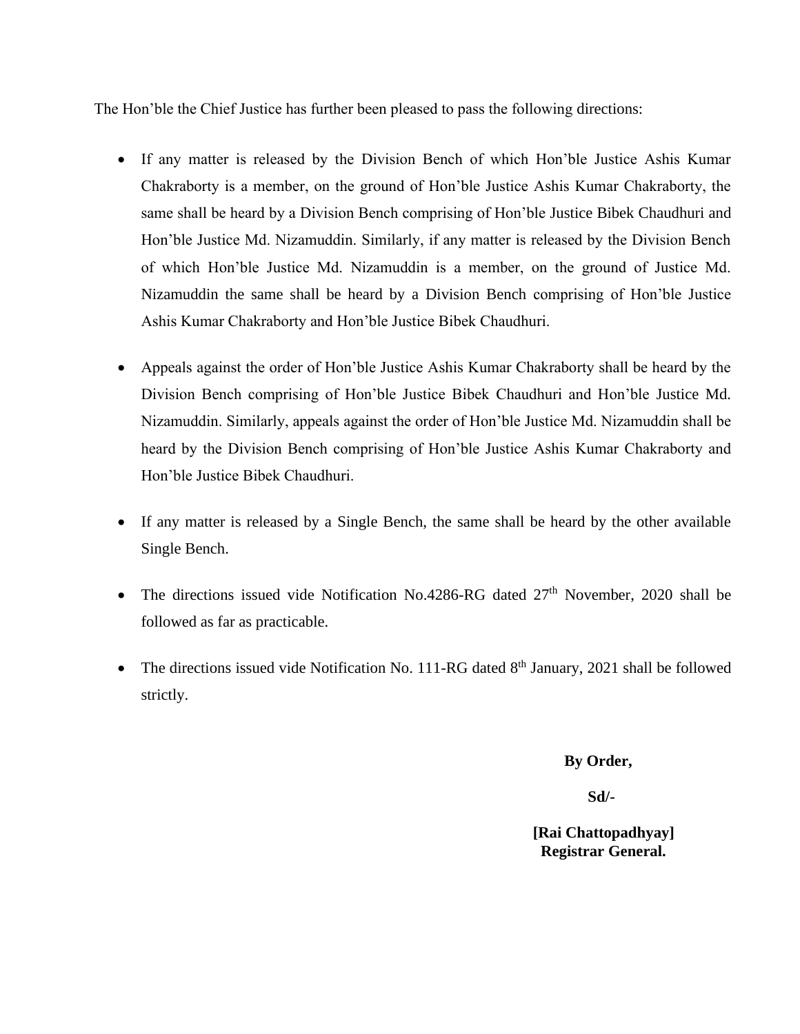The Hon'ble the Chief Justice has further been pleased to pass the following directions:

- If any matter is released by the Division Bench of which Hon'ble Justice Ashis Kumar Chakraborty is a member, on the ground of Hon'ble Justice Ashis Kumar Chakraborty, the same shall be heard by a Division Bench comprising of Hon'ble Justice Bibek Chaudhuri and Hon'ble Justice Md. Nizamuddin. Similarly, if any matter is released by the Division Bench of which Hon'ble Justice Md. Nizamuddin is a member, on the ground of Justice Md. Nizamuddin the same shall be heard by a Division Bench comprising of Hon'ble Justice Ashis Kumar Chakraborty and Hon'ble Justice Bibek Chaudhuri.

- Appeals against the order of Hon'ble Justice Ashis Kumar Chakraborty shall be heard by the Division Bench comprising of Hon'ble Justice Bibek Chaudhuri and Hon'ble Justice Md. Nizamuddin. Similarly, appeals against the order of Hon'ble Justice Md. Nizamuddin shall be heard by the Division Bench comprising of Hon'ble Justice Ashis Kumar Chakraborty and Hon'ble Justice Bibek Chaudhuri.

- If any matter is released by a Single Bench, the same shall be heard by the other available Single Bench.

- The directions issued vide Notification No.4286-RG dated 27th November, 2020 shall be followed as far as practicable.

- The directions issued vide Notification No. 111-RG dated 8th January, 2021 shall be followed strictly.

**By Order,**

**Sd/-**

**[Rai Chattopadhyay]**
**Registrar General.**